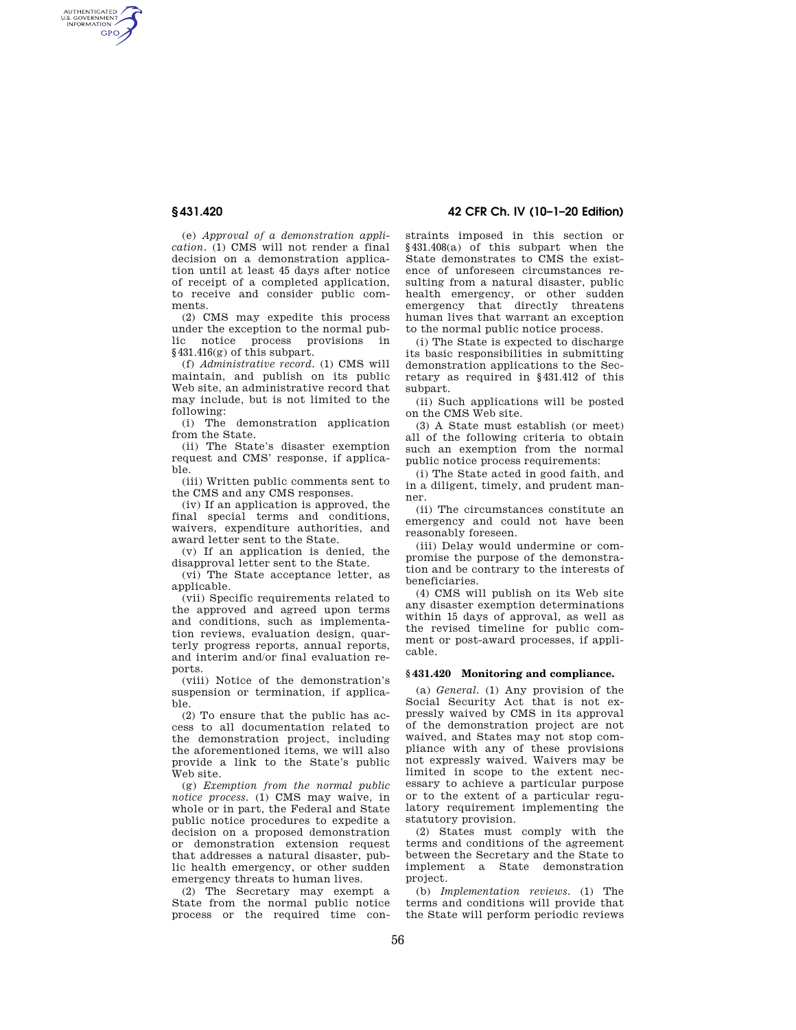(e) *Approval of a demonstration application.* (1) CMS will not render a final decision on a demonstration application until at least 45 days after notice of receipt of a completed application, to receive and consider public comments.

(2) CMS may expedite this process under the exception to the normal public notice process provisions in §431.416(g) of this subpart.

(f) *Administrative record.* (1) CMS will maintain, and publish on its public Web site, an administrative record that may include, but is not limited to the following:

(i) The demonstration application from the State.

(ii) The State's disaster exemption request and CMS' response, if applicable.

(iii) Written public comments sent to the CMS and any CMS responses.

(iv) If an application is approved, the final special terms and conditions, waivers, expenditure authorities, and award letter sent to the State.

(v) If an application is denied, the disapproval letter sent to the State.

(vi) The State acceptance letter, as applicable.

(vii) Specific requirements related to the approved and agreed upon terms and conditions, such as implementation reviews, evaluation design, quarterly progress reports, annual reports, and interim and/or final evaluation reports.

(viii) Notice of the demonstration's suspension or termination, if applicable.

(2) To ensure that the public has access to all documentation related to the demonstration project, including the aforementioned items, we will also provide a link to the State's public Web site.

(g) *Exemption from the normal public notice process.* (1) CMS may waive, in whole or in part, the Federal and State public notice procedures to expedite a decision on a proposed demonstration or demonstration extension request that addresses a natural disaster, public health emergency, or other sudden emergency threats to human lives.

(2) The Secretary may exempt a State from the normal public notice process or the required time constraints imposed in this section or §431.408(a) of this subpart when the State demonstrates to CMS the existence of unforeseen circumstances resulting from a natural disaster, public health emergency, or other sudden emergency that directly threatens human lives that warrant an exception to the normal public notice process.

(i) The State is expected to discharge its basic responsibilities in submitting demonstration applications to the Secretary as required in §431.412 of this subpart.

(ii) Such applications will be posted on the CMS Web site.

(3) A State must establish (or meet) all of the following criteria to obtain such an exemption from the normal public notice process requirements:

(i) The State acted in good faith, and in a diligent, timely, and prudent manner.

(ii) The circumstances constitute an emergency and could not have been reasonably foreseen.

(iii) Delay would undermine or compromise the purpose of the demonstration and be contrary to the interests of beneficiaries.

(4) CMS will publish on its Web site any disaster exemption determinations within 15 days of approval, as well as the revised timeline for public comment or post-award processes, if applicable.

## §431.420 Monitoring and compliance.

(a) *General.* (1) Any provision of the Social Security Act that is not expressly waived by CMS in its approval of the demonstration project are not waived, and States may not stop compliance with any of these provisions not expressly waived. Waivers may be limited in scope to the extent necessary to achieve a particular purpose or to the extent of a particular regulatory requirement implementing the statutory provision.

(2) States must comply with the terms and conditions of the agreement between the Secretary and the State to implement a State demonstration project.

(b) *Implementation reviews.* (1) The terms and conditions will provide that the State will perform periodic reviews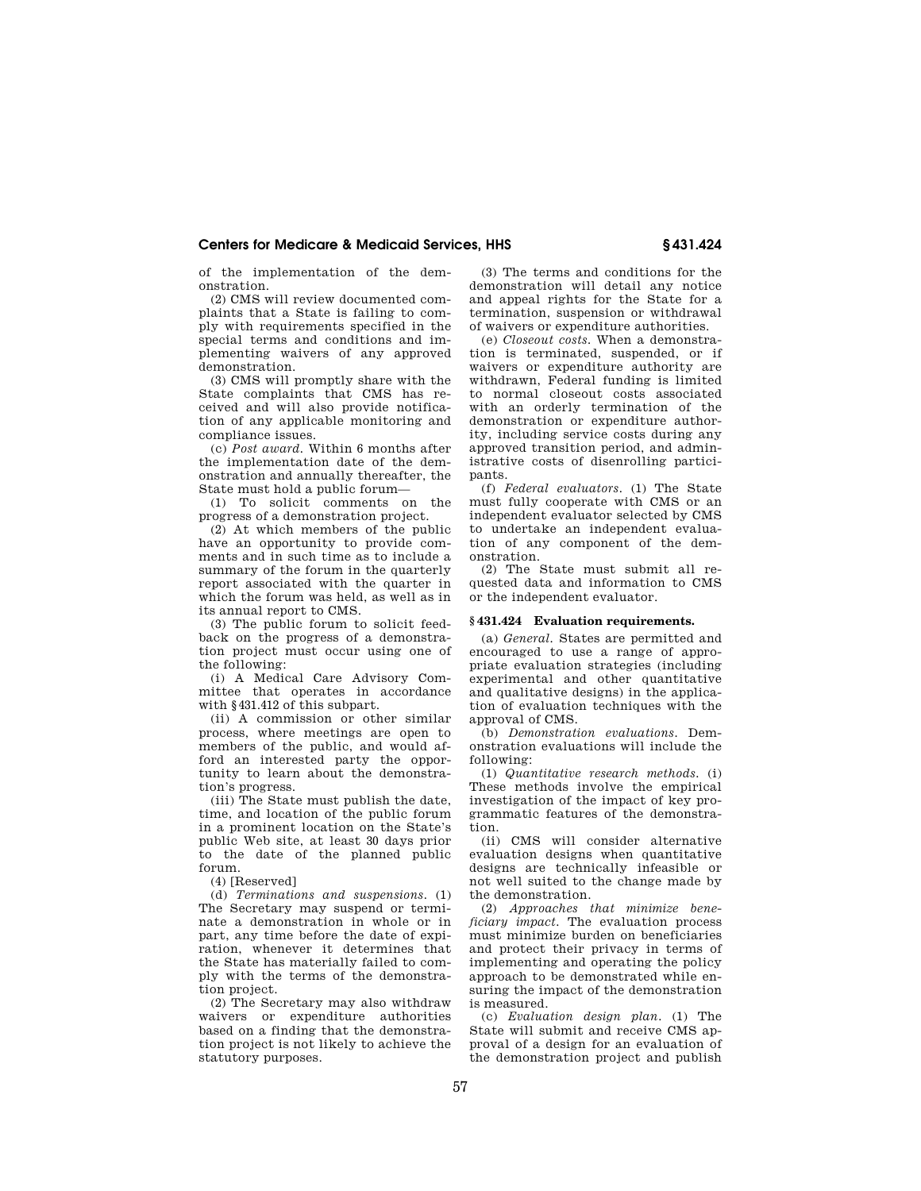of the implementation of the demonstration.

(2) CMS will review documented complaints that a State is failing to comply with requirements specified in the special terms and conditions and implementing waivers of any approved demonstration.

(3) CMS will promptly share with the State complaints that CMS has received and will also provide notification of any applicable monitoring and compliance issues.

(c) *Post award.* Within 6 months after the implementation date of the demonstration and annually thereafter, the State must hold a public forum—

(1) To solicit comments on the progress of a demonstration project.

(2) At which members of the public have an opportunity to provide comments and in such time as to include a summary of the forum in the quarterly report associated with the quarter in which the forum was held, as well as in its annual report to CMS.

(3) The public forum to solicit feedback on the progress of a demonstration project must occur using one of the following:

(i) A Medical Care Advisory Committee that operates in accordance with §431.412 of this subpart.

(ii) A commission or other similar process, where meetings are open to members of the public, and would afford an interested party the opportunity to learn about the demonstration's progress.

(iii) The State must publish the date, time, and location of the public forum in a prominent location on the State's public Web site, at least 30 days prior to the date of the planned public forum.

(4) [Reserved]

(d) *Terminations and suspensions.* (1) The Secretary may suspend or terminate a demonstration in whole or in part, any time before the date of expiration, whenever it determines that the State has materially failed to comply with the terms of the demonstration project.

(2) The Secretary may also withdraw waivers or expenditure authorities based on a finding that the demonstration project is not likely to achieve the statutory purposes.

(3) The terms and conditions for the demonstration will detail any notice and appeal rights for the State for a termination, suspension or withdrawal of waivers or expenditure authorities.

(e) *Closeout costs.* When a demonstration is terminated, suspended, or if waivers or expenditure authority are withdrawn, Federal funding is limited to normal closeout costs associated with an orderly termination of the demonstration or expenditure authority, including service costs during any approved transition period, and administrative costs of disenrolling participants.

(f) *Federal evaluators.* (1) The State must fully cooperate with CMS or an independent evaluator selected by CMS to undertake an independent evaluation of any component of the demonstration.

(2) The State must submit all requested data and information to CMS or the independent evaluator.

### §431.424 Evaluation requirements.

(a) *General.* States are permitted and encouraged to use a range of appropriate evaluation strategies (including experimental and other quantitative and qualitative designs) in the application of evaluation techniques with the approval of CMS.

(b) *Demonstration evaluations.* Demonstration evaluations will include the following:

(1) *Quantitative research methods.* (i) These methods involve the empirical investigation of the impact of key programmatic features of the demonstration.

(ii) CMS will consider alternative evaluation designs when quantitative designs are technically infeasible or not well suited to the change made by the demonstration.

(2) *Approaches that minimize beneficiary impact.* The evaluation process must minimize burden on beneficiaries and protect their privacy in terms of implementing and operating the policy approach to be demonstrated while ensuring the impact of the demonstration is measured.

(c) *Evaluation design plan.* (1) The State will submit and receive CMS approval of a design for an evaluation of the demonstration project and publish